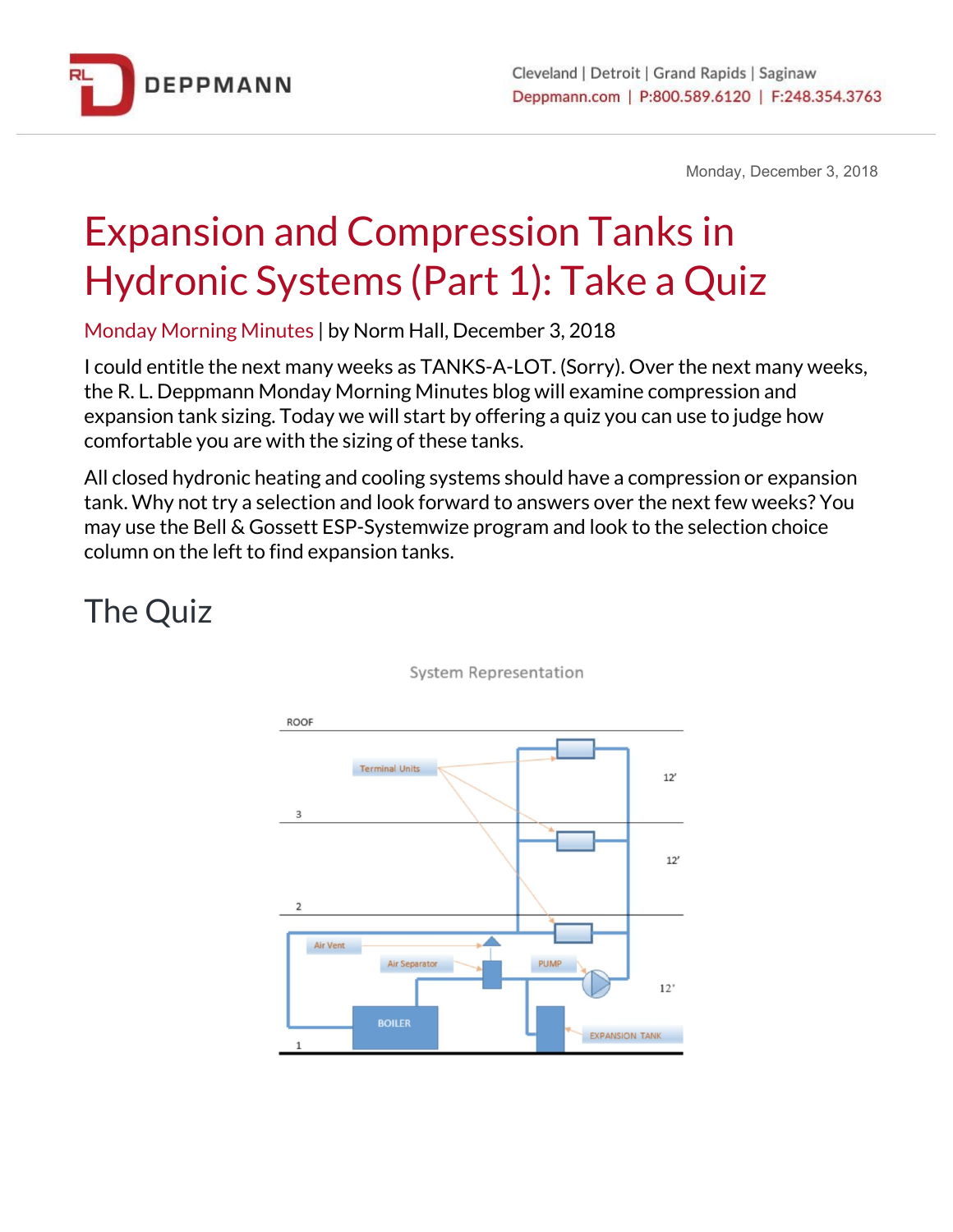Monday, December 3, 2018

# Expansion and Compression Tanks in Hydronic Systems (Part 1): Take a Quiz

Monday Morning Minutes | by Norm Hall, December 3, 2018

I could entitle the next many weeks as TANKS-A-LOT. (Sorry). Over the next many weeks, the R. L. Deppmann Monday Morning Minutes blog will examine compression and expansion tank sizing. Today we will start by offering a quiz you can use to judge how comfortable you are with the sizing of these tanks.

All closed hydronic heating and cooling systems should have a compression or expansion tank. Why not try a selection and look forward to answers over the next few weeks? You may use the Bell & Gossett ESP-Systemwize program and look to the selection choice column on the left to find expansion tanks.

## The Quiz

System Representation

ROOF

Terminal Units

12'

3

12'

2

Air Vent

Air Separator

PUMP

12'

BOILER

EXPANSION TANK

1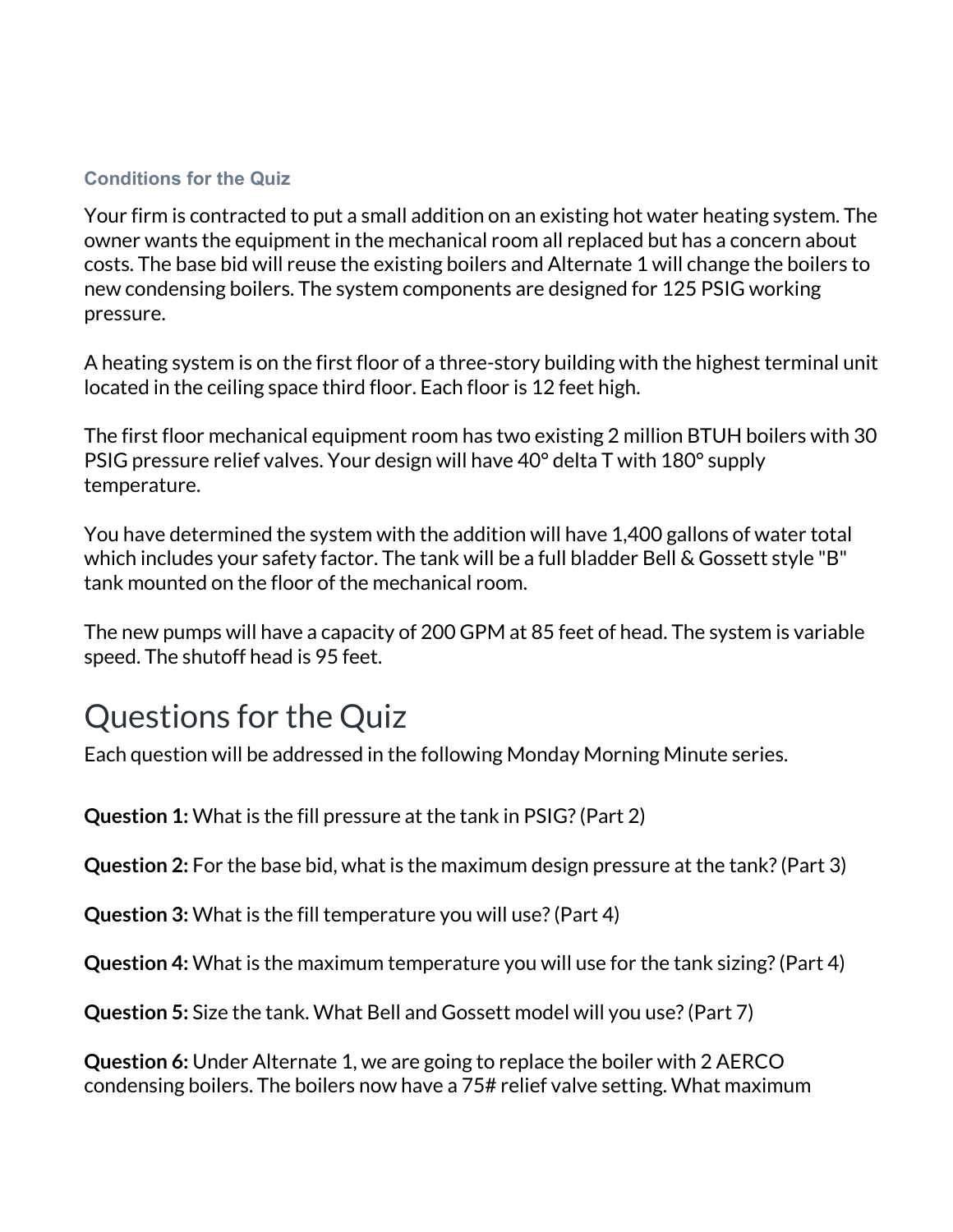### Conditions for the Quiz

Your firm is contracted to put a small addition on an existing hot water heating system. The owner wants the equipment in the mechanical room all replaced but has a concern about costs. The base bid will reuse the existing boilers and Alternate 1 will change the boilers to new condensing boilers. The system components are designed for 125 PSIG working pressure.

A heating system is on the first floor of a three-story building with the highest terminal unit located in the ceiling space third floor. Each floor is 12 feet high.

The first floor mechanical equipment room has two existing 2 million BTUH boilers with 30 PSIG pressure relief valves. Your design will have 40° delta T with 180° supply temperature.

You have determined the system with the addition will have 1,400 gallons of water total which includes your safety factor. The tank will be a full bladder Bell & Gossett style "B" tank mounted on the floor of the mechanical room.

The new pumps will have a capacity of 200 GPM at 85 feet of head. The system is variable speed. The shutoff head is 95 feet.

# Questions for the Quiz

Each question will be addressed in the following Monday Morning Minute series.

**Question 1:** What is the fill pressure at the tank in PSIG? (Part 2)

**Question 2:** For the base bid, what is the maximum design pressure at the tank? (Part 3)

**Question 3:** What is the fill temperature you will use? (Part 4)

**Question 4:** What is the maximum temperature you will use for the tank sizing? (Part 4)

**Question 5:** Size the tank. What Bell and Gossett model will you use? (Part 7)

**Question 6:** Under Alternate 1, we are going to replace the boiler with 2 AERCO condensing boilers. The boilers now have a 75# relief valve setting. What maximum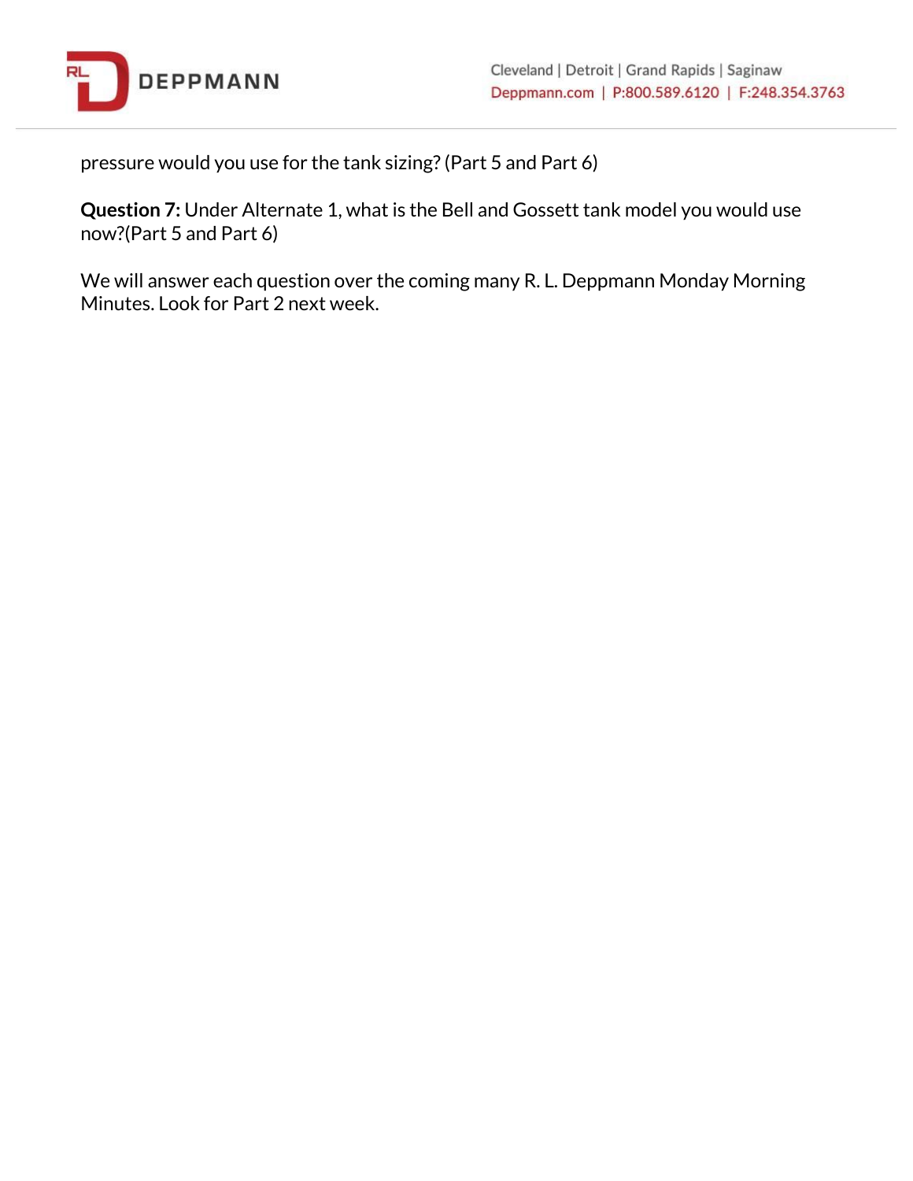pressure would you use for the tank sizing? (Part 5 and Part 6)

**Question 7:** Under Alternate 1, what is the Bell and Gossett tank model you would use now?(Part 5 and Part 6)

We will answer each question over the coming many R. L. Deppmann Monday Morning Minutes. Look for Part 2 next week.